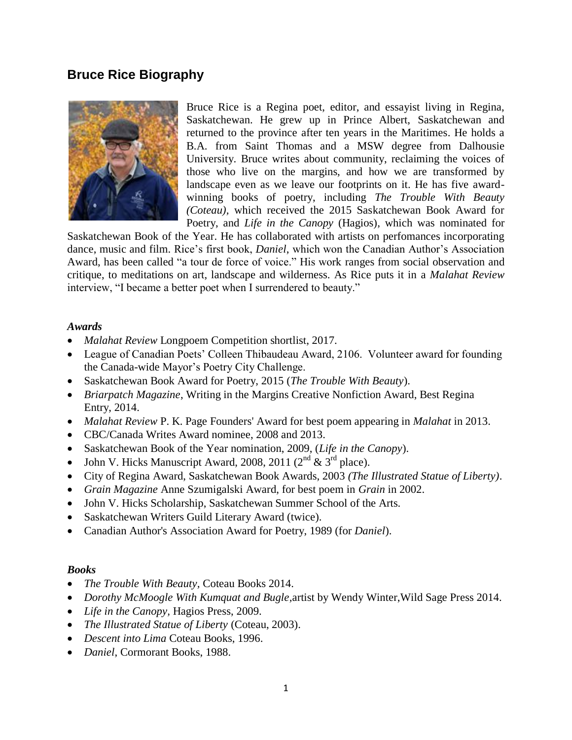## Bruce Rice Biography

Bruce Rice is a Regina poet, editor, and essayist living in Regina, Saskatchewan. He grew up in Prince Albert, Saskatchewan and returned to the province after ten years in the Maritimes. He holds a B.A. from Saint Thomas and a MSW degree from Dalhousie University. Bruce writes about community, reclaiming the voices of those who live on the margins, and how we are transformed by landscape even as we leave our footprints on it. He has five award-winning books of poetry, including *The Trouble With Beauty (Coteau),* which received the 2015 Saskatchewan Book Award for Poetry, and *Life in the Canopy* (Hagios), which was nominated for Saskatchewan Book of the Year. He has collaborated with artists on perfomances incorporating dance, music and film. Rice's first book, *Daniel*, which won the Canadian Author's Association Award, has been called "a tour de force of voice." His work ranges from social observation and critique, to meditations on art, landscape and wilderness. As Rice puts it in a *Malahat Review* interview, "I became a better poet when I surrendered to beauty."

### *Awards*

- *Malahat Review* Longpoem Competition shortlist, 2017.
- League of Canadian Poets' Colleen Thibaudeau Award, 2106. Volunteer award for founding the Canada-wide Mayor's Poetry City Challenge.
- Saskatchewan Book Award for Poetry, 2015 (*The Trouble With Beauty*).
- *Briarpatch Magazine*, Writing in the Margins Creative Nonfiction Award, Best Regina Entry, 2014.
- *Malahat Review* P. K. Page Founders' Award for best poem appearing in *Malahat* in 2013.
- CBC/Canada Writes Award nominee, 2008 and 2013.
- Saskatchewan Book of the Year nomination, 2009, (*Life in the Canopy*).
- John V. Hicks Manuscript Award, 2008, 2011 (2nd & 3rd place).
- City of Regina Award, Saskatchewan Book Awards, 2003 *(The Illustrated Statue of Liberty)*.
- *Grain Magazine* Anne Szumigalski Award, for best poem in *Grain* in 2002.
- John V. Hicks Scholarship, Saskatchewan Summer School of the Arts.
- Saskatchewan Writers Guild Literary Award (twice).
- Canadian Author's Association Award for Poetry, 1989 (for *Daniel*).

### *Books*

- *The Trouble With Beauty*, Coteau Books 2014.
- *Dorothy McMoogle With Kumquat and Bugle,*artist by Wendy Winter,Wild Sage Press 2014.
- *Life in the Canopy,* Hagios Press, 2009.
- *The Illustrated Statue of Liberty* (Coteau, 2003).
- *Descent into Lima* Coteau Books, 1996.
- *Daniel*, Cormorant Books, 1988.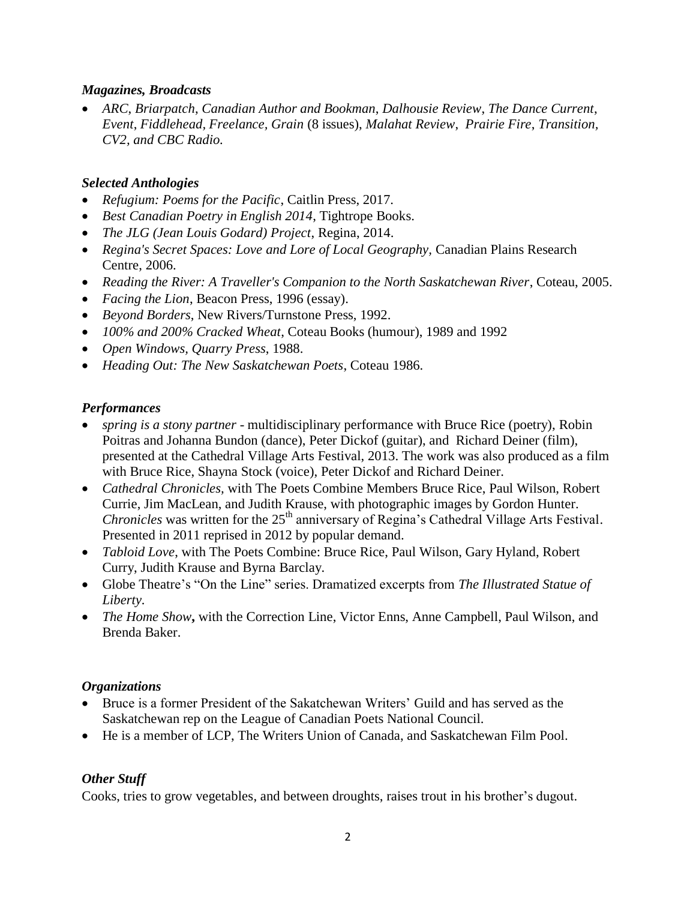### *Magazines, Broadcasts*

- *ARC*, *Briarpatch*, *Canadian Author and Bookman*, *Dalhousie Review*, *The Dance Current*, *Event*, *Fiddlehead, Freelance, Grain* (8 issues), *Malahat Review*, *Prairie Fire*, *Transition, CV2, and CBC Radio.*

### *Selected Anthologies*

- *Refugium: Poems for the Pacific*, Caitlin Press, 2017.
- *Best Canadian Poetry in English 2014*, Tightrope Books.
- *The JLG (Jean Louis Godard) Project*, Regina, 2014.
- *Regina's Secret Spaces: Love and Lore of Local Geography,* Canadian Plains Research Centre, 2006.
- *Reading the River: A Traveller's Companion to the North Saskatchewan River*, Coteau, 2005.
- *Facing the Lion*, Beacon Press, 1996 (essay).
- *Beyond Borders*, New Rivers/Turnstone Press, 1992.
- *100% and 200% Cracked Wheat,* Coteau Books (humour), 1989 and 1992
- *Open Windows*, *Quarry Press*, 1988.
- *Heading Out: The New Saskatchewan Poets*, Coteau 1986.

### *Performances*

- *spring is a stony partner* - multidisciplinary performance with Bruce Rice (poetry), Robin Poitras and Johanna Bundon (dance), Peter Dickof (guitar), and Richard Deiner (film), presented at the Cathedral Village Arts Festival, 2013. The work was also produced as a film with Bruce Rice, Shayna Stock (voice), Peter Dickof and Richard Deiner.
- *Cathedral Chronicles,* with The Poets Combine Members Bruce Rice, Paul Wilson, Robert Currie, Jim MacLean, and Judith Krause, with photographic images by Gordon Hunter. *Chronicles* was written for the 25th anniversary of Regina's Cathedral Village Arts Festival. Presented in 2011 reprised in 2012 by popular demand.
- *Tabloid Love*, with The Poets Combine: Bruce Rice, Paul Wilson, Gary Hyland, Robert Curry, Judith Krause and Byrna Barclay.
- Globe Theatre's "On the Line" series. Dramatized excerpts from *The Illustrated Statue of Liberty*.
- *The Home Show***,** with the Correction Line, Victor Enns, Anne Campbell, Paul Wilson, and Brenda Baker.

### *Organizations*

- Bruce is a former President of the Sakatchewan Writers' Guild and has served as the Saskatchewan rep on the League of Canadian Poets National Council.
- He is a member of LCP, The Writers Union of Canada, and Saskatchewan Film Pool.

### *Other Stuff*

Cooks, tries to grow vegetables, and between droughts, raises trout in his brother's dugout.